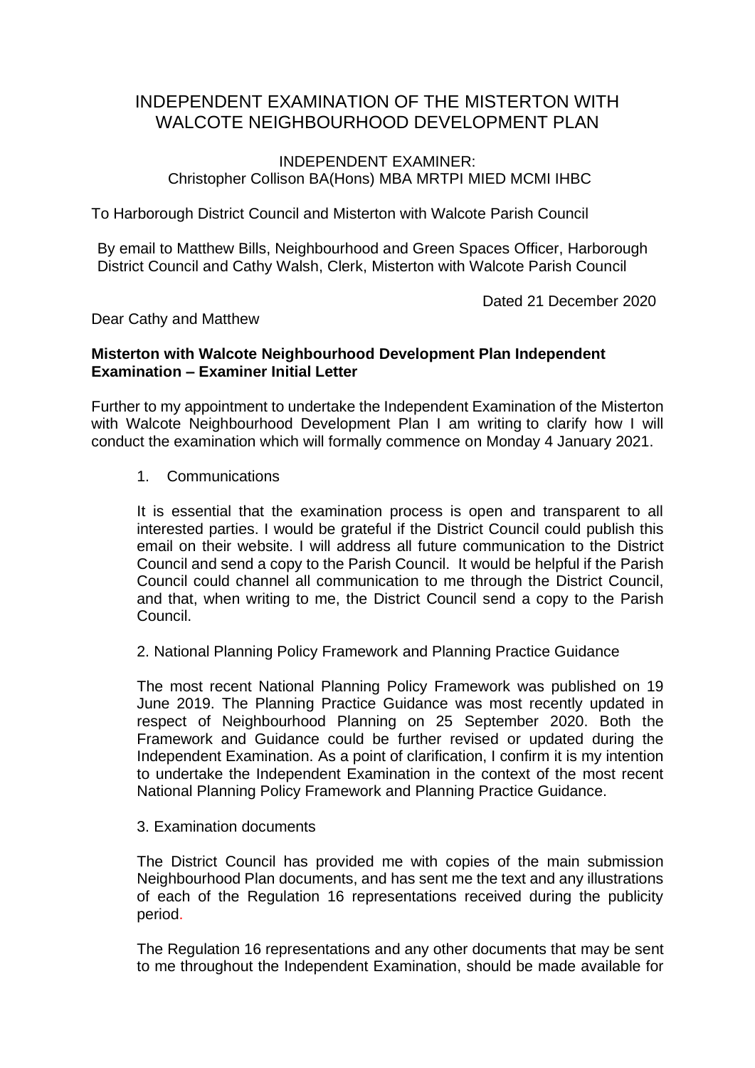# INDEPENDENT EXAMINATION OF THE MISTERTON WITH WALCOTE NEIGHBOURHOOD DEVELOPMENT PLAN

INDEPENDENT EXAMINER:
Christopher Collison BA(Hons) MBA MRTPI MIED MCMI IHBC

To Harborough District Council and Misterton with Walcote Parish Council

By email to Matthew Bills, Neighbourhood and Green Spaces Officer, Harborough District Council and Cathy Walsh, Clerk, Misterton with Walcote Parish Council

Dated 21 December 2020

Dear Cathy and Matthew

**Misterton with Walcote Neighbourhood Development Plan Independent Examination – Examiner Initial Letter**

Further to my appointment to undertake the Independent Examination of the Misterton with Walcote Neighbourhood Development Plan I am writing to clarify how I will conduct the examination which will formally commence on Monday 4 January 2021.

1. Communications

   It is essential that the examination process is open and transparent to all interested parties. I would be grateful if the District Council could publish this email on their website. I will address all future communication to the District Council and send a copy to the Parish Council. It would be helpful if the Parish Council could channel all communication to me through the District Council, and that, when writing to me, the District Council send a copy to the Parish Council.

2. National Planning Policy Framework and Planning Practice Guidance

   The most recent National Planning Policy Framework was published on 19 June 2019. The Planning Practice Guidance was most recently updated in respect of Neighbourhood Planning on 25 September 2020. Both the Framework and Guidance could be further revised or updated during the Independent Examination. As a point of clarification, I confirm it is my intention to undertake the Independent Examination in the context of the most recent National Planning Policy Framework and Planning Practice Guidance.

3. Examination documents

   The District Council has provided me with copies of the main submission Neighbourhood Plan documents, and has sent me the text and any illustrations of each of the Regulation 16 representations received during the publicity period.

   The Regulation 16 representations and any other documents that may be sent to me throughout the Independent Examination, should be made available for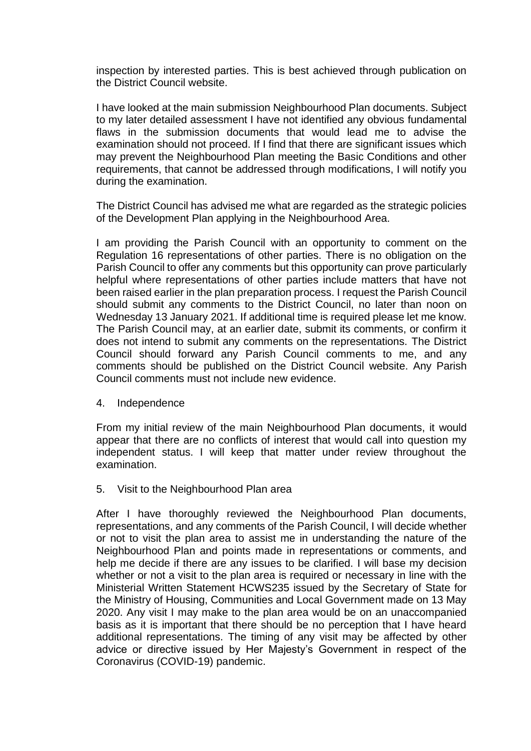inspection by interested parties. This is best achieved through publication on the District Council website.

I have looked at the main submission Neighbourhood Plan documents. Subject to my later detailed assessment I have not identified any obvious fundamental flaws in the submission documents that would lead me to advise the examination should not proceed. If I find that there are significant issues which may prevent the Neighbourhood Plan meeting the Basic Conditions and other requirements, that cannot be addressed through modifications, I will notify you during the examination.

The District Council has advised me what are regarded as the strategic policies of the Development Plan applying in the Neighbourhood Area.

I am providing the Parish Council with an opportunity to comment on the Regulation 16 representations of other parties. There is no obligation on the Parish Council to offer any comments but this opportunity can prove particularly helpful where representations of other parties include matters that have not been raised earlier in the plan preparation process. I request the Parish Council should submit any comments to the District Council, no later than noon on Wednesday 13 January 2021. If additional time is required please let me know. The Parish Council may, at an earlier date, submit its comments, or confirm it does not intend to submit any comments on the representations. The District Council should forward any Parish Council comments to me, and any comments should be published on the District Council website. Any Parish Council comments must not include new evidence.

4. Independence

From my initial review of the main Neighbourhood Plan documents, it would appear that there are no conflicts of interest that would call into question my independent status. I will keep that matter under review throughout the examination.

5. Visit to the Neighbourhood Plan area

After I have thoroughly reviewed the Neighbourhood Plan documents, representations, and any comments of the Parish Council, I will decide whether or not to visit the plan area to assist me in understanding the nature of the Neighbourhood Plan and points made in representations or comments, and help me decide if there are any issues to be clarified. I will base my decision whether or not a visit to the plan area is required or necessary in line with the Ministerial Written Statement HCWS235 issued by the Secretary of State for the Ministry of Housing, Communities and Local Government made on 13 May 2020. Any visit I may make to the plan area would be on an unaccompanied basis as it is important that there should be no perception that I have heard additional representations. The timing of any visit may be affected by other advice or directive issued by Her Majesty's Government in respect of the Coronavirus (COVID-19) pandemic.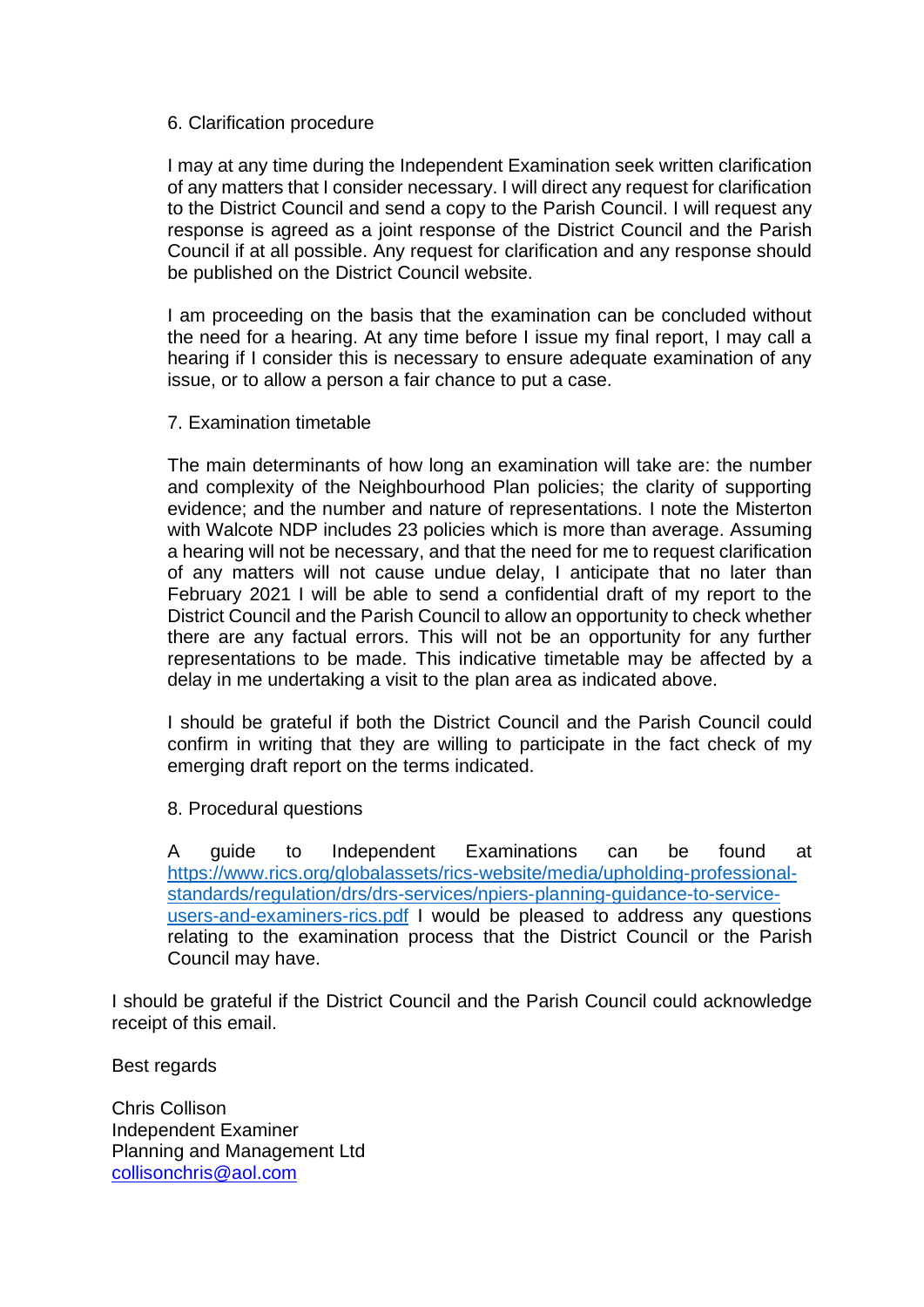6. Clarification procedure

I may at any time during the Independent Examination seek written clarification of any matters that I consider necessary. I will direct any request for clarification to the District Council and send a copy to the Parish Council. I will request any response is agreed as a joint response of the District Council and the Parish Council if at all possible. Any request for clarification and any response should be published on the District Council website.

I am proceeding on the basis that the examination can be concluded without the need for a hearing. At any time before I issue my final report, I may call a hearing if I consider this is necessary to ensure adequate examination of any issue, or to allow a person a fair chance to put a case.

7. Examination timetable

The main determinants of how long an examination will take are: the number and complexity of the Neighbourhood Plan policies; the clarity of supporting evidence; and the number and nature of representations. I note the Misterton with Walcote NDP includes 23 policies which is more than average. Assuming a hearing will not be necessary, and that the need for me to request clarification of any matters will not cause undue delay, I anticipate that no later than February 2021 I will be able to send a confidential draft of my report to the District Council and the Parish Council to allow an opportunity to check whether there are any factual errors. This will not be an opportunity for any further representations to be made. This indicative timetable may be affected by a delay in me undertaking a visit to the plan area as indicated above.

I should be grateful if both the District Council and the Parish Council could confirm in writing that they are willing to participate in the fact check of my emerging draft report on the terms indicated.

8. Procedural questions

A guide to Independent Examinations can be found at https://www.rics.org/globalassets/rics-website/media/upholding-professional-standards/regulation/drs/drs-services/npiers-planning-guidance-to-service-users-and-examiners-rics.pdf I would be pleased to address any questions relating to the examination process that the District Council or the Parish Council may have.

I should be grateful if the District Council and the Parish Council could acknowledge receipt of this email.

Best regards

Chris Collison
Independent Examiner
Planning and Management Ltd
collisonchris@aol.com